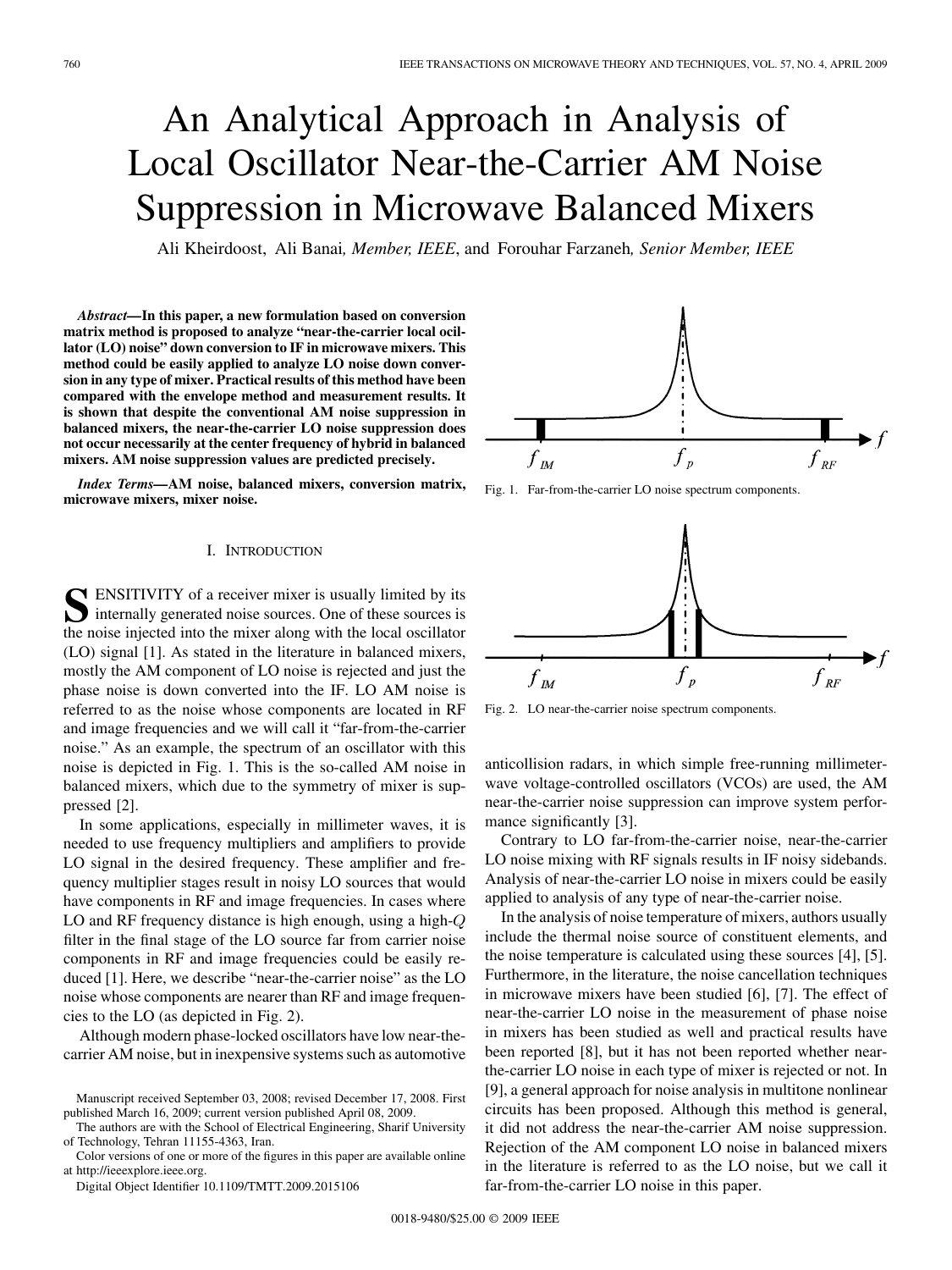# An Analytical Approach in Analysis of Local Oscillator Near-the-Carrier AM Noise Suppression in Microwave Balanced Mixers

Ali Kheirdoost, Ali Banai, *Member, IEEE*, and Forouhar Farzaneh, *Senior Member, IEEE*

***Abstract*—In this paper, a new formulation based on conversion matrix method is proposed to analyze "near-the-carrier local ocillator (LO) noise" down conversion to IF in microwave mixers. This method could be easily applied to analyze LO noise down conversion in any type of mixer. Practical results of this method have been compared with the envelope method and measurement results. It is shown that despite the conventional AM noise suppression in balanced mixers, the near-the-carrier LO noise suppression does not occur necessarily at the center frequency of hybrid in balanced mixers. AM noise suppression values are predicted precisely.**

***Index Terms*—AM noise, balanced mixers, conversion matrix, microwave mixers, mixer noise.**

## I. Introduction

Sensitivity of a receiver mixer is usually limited by its internally generated noise sources. One of these sources is the noise injected into the mixer along with the local oscillator (LO) signal [1]. As stated in the literature in balanced mixers, mostly the AM component of LO noise is rejected and just the phase noise is down converted into the IF. LO AM noise is referred to as the noise whose components are located in RF and image frequencies and we will call it "far-from-the-carrier noise." As an example, the spectrum of an oscillator with this noise is depicted in Fig. 1. This is the so-called AM noise in balanced mixers, which due to the symmetry of mixer is suppressed [2].

In some applications, especially in millimeter waves, it is needed to use frequency multipliers and amplifiers to provide LO signal in the desired frequency. These amplifier and frequency multiplier stages result in noisy LO sources that would have components in RF and image frequencies. In cases where LO and RF frequency distance is high enough, using a high-$Q$ filter in the final stage of the LO source far from carrier noise components in RF and image frequencies could be easily reduced [1]. Here, we describe "near-the-carrier noise" as the LO noise whose components are nearer than RF and image frequencies to the LO (as depicted in Fig. 2).

Although modern phase-locked oscillators have low near-the-carrier AM noise, but in inexpensive systems such as automotive anticollision radars, in which simple free-running millimeter-wave voltage-controlled oscillators (VCOs) are used, the AM near-the-carrier noise suppression can improve system performance significantly [3].

Fig. 1. Far-from-the-carrier LO noise spectrum components.

Fig. 2. LO near-the-carrier noise spectrum components.

Contrary to LO far-from-the-carrier noise, near-the-carrier LO noise mixing with RF signals results in IF noisy sidebands. Analysis of near-the-carrier LO noise in mixers could be easily applied to analysis of any type of near-the-carrier noise.

In the analysis of noise temperature of mixers, authors usually include the thermal noise source of constituent elements, and the noise temperature is calculated using these sources [4], [5]. Furthermore, in the literature, the noise cancellation techniques in microwave mixers have been studied [6], [7]. The effect of near-the-carrier LO noise in the measurement of phase noise in mixers has been studied as well and practical results have been reported [8], but it has not been reported whether near-the-carrier LO noise in each type of mixer is rejected or not. In [9], a general approach for noise analysis in multitone nonlinear circuits has been proposed. Although this method is general, it did not address the near-the-carrier AM noise suppression. Rejection of the AM component LO noise in balanced mixers in the literature is referred to as the LO noise, but we call it far-from-the-carrier LO noise in this paper.

Manuscript received September 03, 2008; revised December 17, 2008. First published March 16, 2009; current version published April 08, 2009.

The authors are with the School of Electrical Engineering, Sharif University of Technology, Tehran 11155-4363, Iran.

Color versions of one or more of the figures in this paper are available online at http://ieeexplore.ieee.org.

Digital Object Identifier 10.1109/TMTT.2009.2015106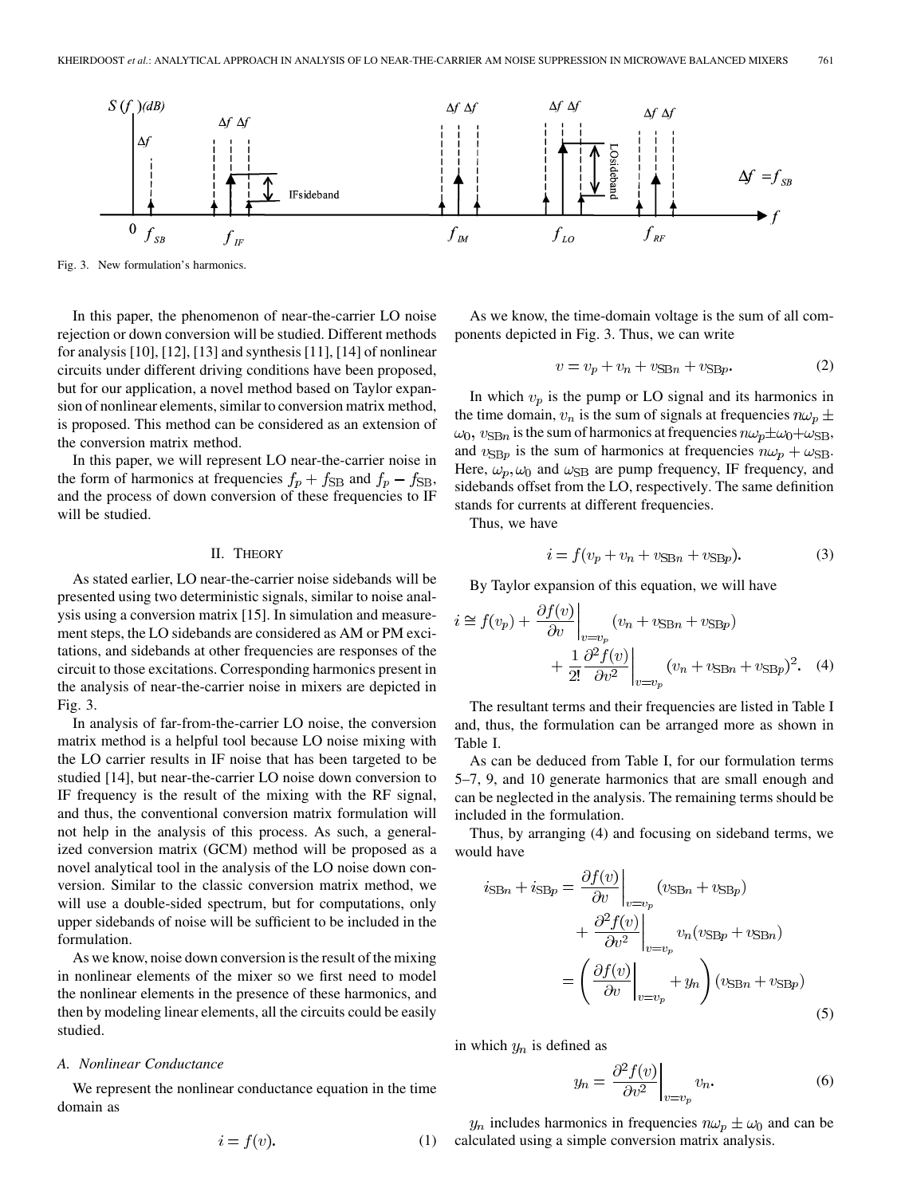Fig. 3. New formulation's harmonics.

In this paper, the phenomenon of near-the-carrier LO noise rejection or down conversion will be studied. Different methods for analysis [10], [12], [13] and synthesis [11], [14] of nonlinear circuits under different driving conditions have been proposed, but for our application, a novel method based on Taylor expansion of nonlinear elements, similar to conversion matrix method, is proposed. This method can be considered as an extension of the conversion matrix method.

In this paper, we will represent LO near-the-carrier noise in the form of harmonics at frequencies $f_p + f_{\mathrm{SB}}$ and $f_p - f_{\mathrm{SB}}$, and the process of down conversion of these frequencies to IF will be studied.

## II. Theory

As stated earlier, LO near-the-carrier noise sidebands will be presented using two deterministic signals, similar to noise analysis using a conversion matrix [15]. In simulation and measurement steps, the LO sidebands are considered as AM or PM excitations, and sidebands at other frequencies are responses of the circuit to those excitations. Corresponding harmonics present in the analysis of near-the-carrier noise in mixers are depicted in Fig. 3.

In analysis of far-from-the-carrier LO noise, the conversion matrix method is a helpful tool because LO noise mixing with the LO carrier results in IF noise that has been targeted to be studied [14], but near-the-carrier LO noise down conversion to IF frequency is the result of the mixing with the RF signal, and thus, the conventional conversion matrix formulation will not help in the analysis of this process. As such, a generalized conversion matrix (GCM) method will be proposed as a novel analytical tool in the analysis of the LO noise down conversion. Similar to the classic conversion matrix method, we will use a double-sided spectrum, but for computations, only upper sidebands of noise will be sufficient to be included in the formulation.

As we know, noise down conversion is the result of the mixing in nonlinear elements of the mixer so we first need to model the nonlinear elements in the presence of these harmonics, and then by modeling linear elements, all the circuits could be easily studied.

### A. Nonlinear Conductance

We represent the nonlinear conductance equation in the time domain as

$$i = f(v). \tag{1}$$

As we know, the time-domain voltage is the sum of all components depicted in Fig. 3. Thus, we can write

$$v = v_p + v_n + v_{\mathrm{SB}n} + v_{\mathrm{SB}p}. \tag{2}$$

In which $v_p$ is the pump or LO signal and its harmonics in the time domain, $v_n$ is the sum of signals at frequencies $n\omega_p \pm \omega_0$, $v_{\mathrm{SB}n}$ is the sum of harmonics at frequencies $n\omega_p \pm \omega_0 + \omega_{\mathrm{SB}}$, and $v_{\mathrm{SB}p}$ is the sum of harmonics at frequencies $n\omega_p + \omega_{\mathrm{SB}}$. Here, $\omega_p, \omega_0$ and $\omega_{\mathrm{SB}}$ are pump frequency, IF frequency, and sidebands offset from the LO, respectively. The same definition stands for currents at different frequencies.

Thus, we have

$$i = f(v_p + v_n + v_{\mathrm{SB}n} + v_{\mathrm{SB}p}). \tag{3}$$

By Taylor expansion of this equation, we will have

$$i \cong f(v_p) + \left.\frac{\partial f(v)}{\partial v}\right|_{v=v_p} (v_n + v_{\mathrm{SB}n} + v_{\mathrm{SB}p}) + \frac{1}{2!}\left.\frac{\partial^2 f(v)}{\partial v^2}\right|_{v=v_p} (v_n + v_{\mathrm{SB}n} + v_{\mathrm{SB}p})^2. \tag{4}$$

The resultant terms and their frequencies are listed in Table I and, thus, the formulation can be arranged more as shown in Table I.

As can be deduced from Table I, for our formulation terms 5–7, 9, and 10 generate harmonics that are small enough and can be neglected in the analysis. The remaining terms should be included in the formulation.

Thus, by arranging (4) and focusing on sideband terms, we would have

$$\begin{aligned} i_{\mathrm{SB}n} + i_{\mathrm{SB}p} &= \left.\frac{\partial f(v)}{\partial v}\right|_{v=v_p} (v_{\mathrm{SB}n} + v_{\mathrm{SB}p}) + \left.\frac{\partial^2 f(v)}{\partial v^2}\right|_{v=v_p} v_n (v_{\mathrm{SB}p} + v_{\mathrm{SB}n}) \\ &= \left( \left.\frac{\partial f(v)}{\partial v}\right|_{v=v_p} + y_n \right) (v_{\mathrm{SB}n} + v_{\mathrm{SB}p}) \end{aligned} \tag{5}$$

in which $y_n$ is defined as

$$y_n = \left.\frac{\partial^2 f(v)}{\partial v^2}\right|_{v=v_p} v_n. \tag{6}$$

$y_n$ includes harmonics in frequencies $n\omega_p \pm \omega_0$ and can be calculated using a simple conversion matrix analysis.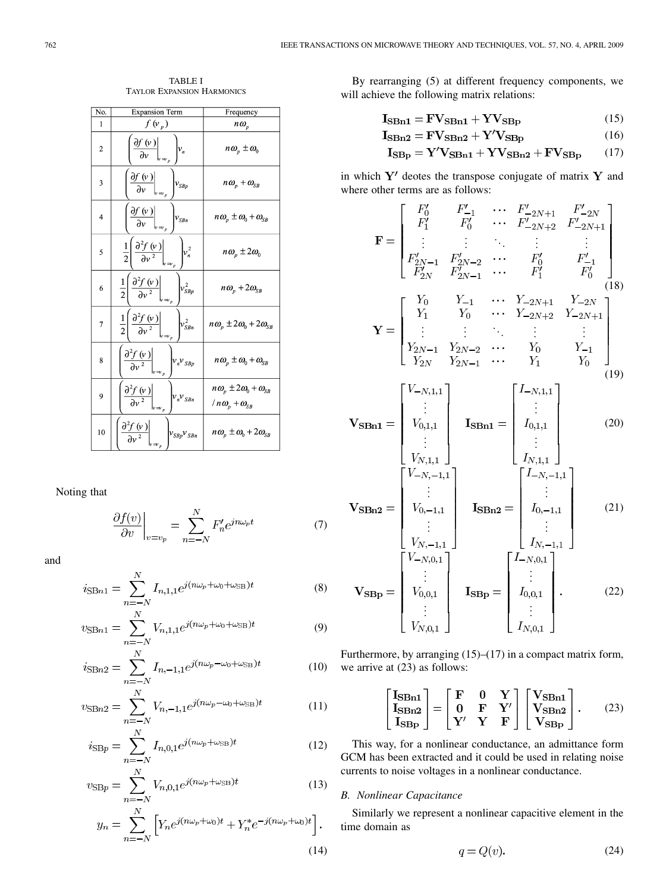TABLE I
TAYLOR EXPANSION HARMONICS

| No. | Expansion Term | Frequency |
|---|---|---|
| 1 | $f(v_p)$ | $n\omega_p$ |
| 2 | $\left(\frac{\partial f(v)}{\partial v}\Big\|_{v=v_p}\right) v_n$ | $n\omega_p \pm \omega_0$ |
| 3 | $\left(\frac{\partial f(v)}{\partial v}\Big\|_{v=v_p}\right) v_{SBp}$ | $n\omega_p + \omega_{SB}$ |
| 4 | $\left(\frac{\partial f(v)}{\partial v}\Big\|_{v=v_p}\right) v_{SBn}$ | $n\omega_p \pm \omega_0 + \omega_{SB}$ |
| 5 | $\frac{1}{2}\left(\frac{\partial^2 f(v)}{\partial v^2}\Big\|_{v=v_p}\right) v_n^2$ | $n\omega_p \pm 2\omega_0$ |
| 6 | $\frac{1}{2}\left(\frac{\partial^2 f(v)}{\partial v^2}\Big\|_{v=v_p}\right) v_{SBp}^2$ | $n\omega_p + 2\omega_{SB}$ |
| 7 | $\frac{1}{2}\left(\frac{\partial^2 f(v)}{\partial v^2}\Big\|_{v=v_p}\right) v_{SBn}^2$ | $n\omega_p \pm 2\omega_0 + 2\omega_{SB}$ |
| 8 | $\left(\frac{\partial^2 f(v)}{\partial v^2}\Big\|_{v=v_p}\right) v_n v_{SBp}$ | $n\omega_p \pm \omega_0 + \omega_{SB}$ |
| 9 | $\left(\frac{\partial^2 f(v)}{\partial v^2}\Big\|_{v=v_p}\right) v_n v_{SBn}$ | $n\omega_p \pm 2\omega_0 + \omega_{SB}$ / $n\omega_p + \omega_{SB}$ |
| 10 | $\left(\frac{\partial^2 f(v)}{\partial v^2}\Big\|_{v=v_p}\right) v_{SBp} v_{SBn}$ | $n\omega_p \pm \omega_0 + 2\omega_{SB}$ |

Noting that

$$\left.\frac{\partial f(v)}{\partial v}\right|_{v=v_p} = \sum_{n=-N}^{N} F'_n e^{jn\omega_p t} \tag{7}$$

and

$$i_{\mathrm{SB}n1} = \sum_{n=-N}^{N} I_{n,1,1} e^{j(n\omega_p+\omega_0+\omega_{\mathrm{SB}})t} \tag{8}$$

$$v_{\mathrm{SB}n1} = \sum_{n=-N}^{N} V_{n,1,1} e^{j(n\omega_p+\omega_0+\omega_{\mathrm{SB}})t} \tag{9}$$

$$i_{\mathrm{SB}n2} = \sum_{n=-N}^{N} I_{n,-1,1} e^{j(n\omega_p-\omega_0+\omega_{\mathrm{SB}})t} \tag{10}$$

$$v_{\mathrm{SB}n2} = \sum_{n=-N}^{N} V_{n,-1,1} e^{j(n\omega_p-\omega_0+\omega_{\mathrm{SB}})t} \tag{11}$$

$$i_{\mathrm{SB}p} = \sum_{n=-N}^{N} I_{n,0,1} e^{j(n\omega_p+\omega_{\mathrm{SB}})t} \tag{12}$$

$$v_{\mathrm{SB}p} = \sum_{n=-N}^{N} V_{n,0,1} e^{j(n\omega_p+\omega_{\mathrm{SB}})t} \tag{13}$$

$$y_n = \sum_{n=-N}^{N} \left[ Y_n e^{j(n\omega_p+\omega_0)t} + Y_n^* e^{-j(n\omega_p+\omega_0)t} \right]. \tag{14}$$

By rearranging (5) at different frequency components, we will achieve the following matrix relations:

$$\mathbf{I_{SBn1}} = \mathbf{F}\mathbf{V_{SBn1}} + \mathbf{Y}\mathbf{V_{SBp}} \tag{15}$$

$$\mathbf{I_{SBn2}} = \mathbf{F}\mathbf{V_{SBn2}} + \mathbf{Y'}\mathbf{V_{SBp}} \tag{16}$$

$$\mathbf{I_{SBp}} = \mathbf{Y'}\mathbf{V_{SBn1}} + \mathbf{Y}\mathbf{V_{SBn2}} + \mathbf{F}\mathbf{V_{SBp}} \tag{17}$$

in which $\mathbf{Y'}$ deotes the transpose conjugate of matrix $\mathbf{Y}$ and where other terms are as follows:

$$\mathbf{F} = \begin{bmatrix} F'_0 & F'_{-1} & \cdots & F'_{-2N+1} & F'_{-2N} \\ F'_1 & F'_0 & \cdots & F'_{-2N+2} & F'_{-2N+1} \\ \vdots & \vdots & \ddots & \vdots & \vdots \\ F'_{2N-1} & F'_{2N-2} & \cdots & F'_0 & F'_{-1} \\ F'_{2N} & F'_{2N-1} & \cdots & F'_1 & F'_0 \end{bmatrix} \tag{18}$$

$$\mathbf{Y} = \begin{bmatrix} Y_0 & Y_{-1} & \cdots & Y_{-2N+1} & Y_{-2N} \\ Y_1 & Y_0 & \cdots & Y_{-2N+2} & Y_{-2N+1} \\ \vdots & \vdots & \ddots & \vdots & \vdots \\ Y_{2N-1} & Y_{2N-2} & \cdots & Y_0 & Y_{-1} \\ Y_{2N} & Y_{2N-1} & \cdots & Y_1 & Y_0 \end{bmatrix} \tag{19}$$

$$\mathbf{V_{SBn1}} = \begin{bmatrix} V_{-N,1,1} \\ \vdots \\ V_{0,1,1} \\ \vdots \\ V_{N,1,1} \end{bmatrix} \quad \mathbf{I_{SBn1}} = \begin{bmatrix} I_{-N,1,1} \\ \vdots \\ I_{0,1,1} \\ \vdots \\ I_{N,1,1} \end{bmatrix} \tag{20}$$

$$\mathbf{V_{SBn2}} = \begin{bmatrix} V_{-N,-1,1} \\ \vdots \\ V_{0,-1,1} \\ \vdots \\ V_{N,-1,1} \end{bmatrix} \quad \mathbf{I_{SBn2}} = \begin{bmatrix} I_{-N,-1,1} \\ \vdots \\ I_{0,-1,1} \\ \vdots \\ I_{N,-1,1} \end{bmatrix} \tag{21}$$

$$\mathbf{V_{SBp}} = \begin{bmatrix} V_{-N,0,1} \\ \vdots \\ V_{0,0,1} \\ \vdots \\ V_{N,0,1} \end{bmatrix} \quad \mathbf{I_{SBp}} = \begin{bmatrix} I_{-N,0,1} \\ \vdots \\ I_{0,0,1} \\ \vdots \\ I_{N,0,1} \end{bmatrix}. \tag{22}$$

Furthermore, by arranging (15)–(17) in a compact matrix form, we arrive at (23) as follows:

$$\begin{bmatrix} \mathbf{I_{SBn1}} \\ \mathbf{I_{SBn2}} \\ \mathbf{I_{SBp}} \end{bmatrix} = \begin{bmatrix} \mathbf{F} & \mathbf{0} & \mathbf{Y} \\ \mathbf{0} & \mathbf{F} & \mathbf{Y'} \\ \mathbf{Y'} & \mathbf{Y} & \mathbf{F} \end{bmatrix} \begin{bmatrix} \mathbf{V_{SBn1}} \\ \mathbf{V_{SBn2}} \\ \mathbf{V_{SBp}} \end{bmatrix}. \tag{23}$$

This way, for a nonlinear conductance, an admittance form GCM has been extracted and it could be used in relating noise currents to noise voltages in a nonlinear conductance.

### B. Nonlinear Capacitance

Similarly we represent a nonlinear capacitive element in the time domain as

$$q = Q(v). \tag{24}$$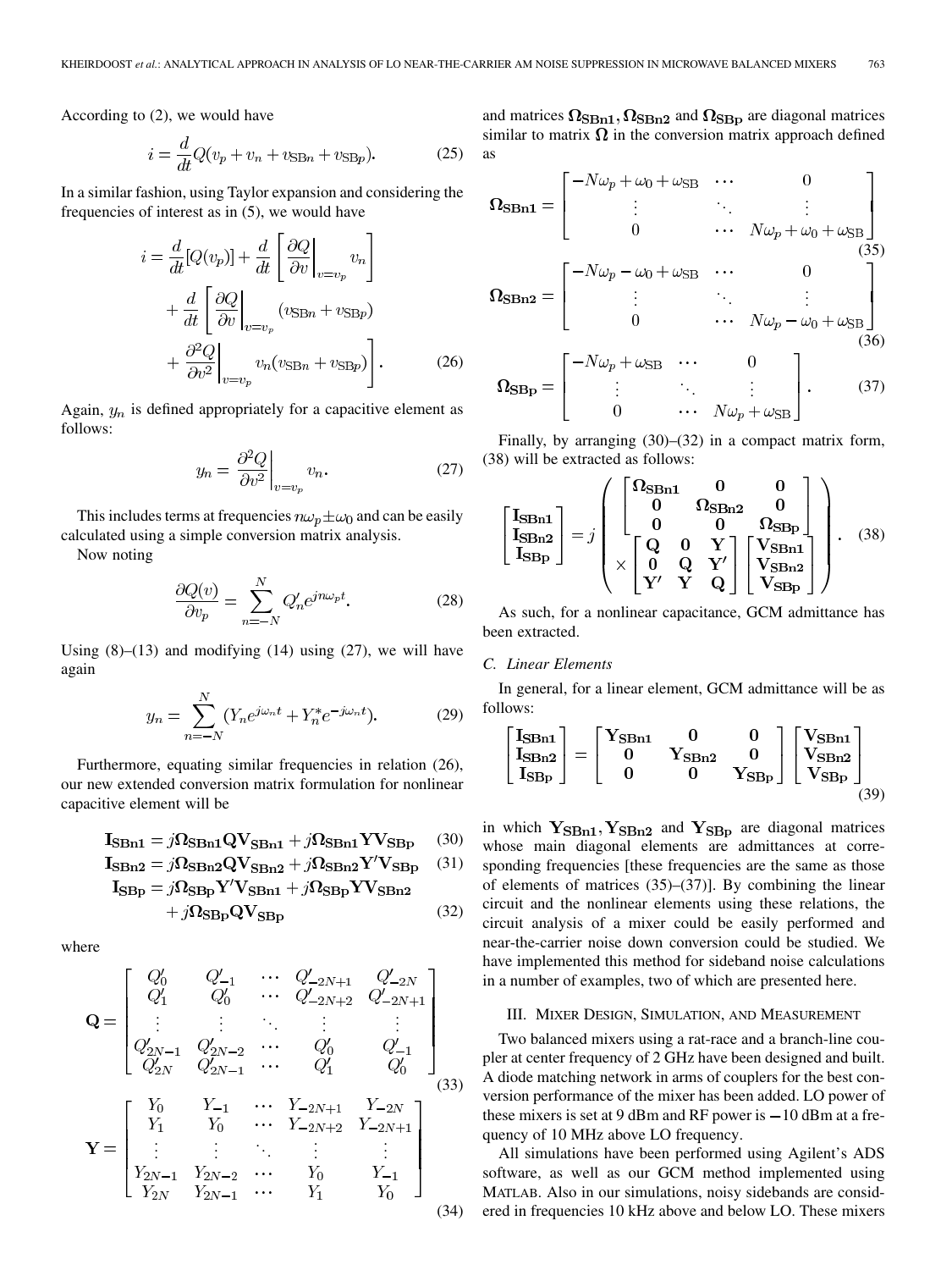According to (2), we would have

$$i = \frac{d}{dt}Q(v_p + v_n + v_{\mathrm{SB}n} + v_{\mathrm{SB}p}). \tag{25}$$

In a similar fashion, using Taylor expansion and considering the frequencies of interest as in (5), we would have

$$\begin{aligned} i = &\frac{d}{dt}[Q(v_p)] + \frac{d}{dt}\left[ \left.\frac{\partial Q}{\partial v}\right|_{v=v_p} v_n \right] \\ &+ \frac{d}{dt}\left[ \left.\frac{\partial Q}{\partial v}\right|_{v=v_p} (v_{\mathrm{SB}n} + v_{\mathrm{SB}p}) \right. \\ &\left. + \left.\frac{\partial^2 Q}{\partial v^2}\right|_{v=v_p} v_n (v_{\mathrm{SB}n} + v_{\mathrm{SB}p}) \right]. \end{aligned} \tag{26}$$

Again, $y_n$ is defined appropriately for a capacitive element as follows:

$$y_n = \left.\frac{\partial^2 Q}{\partial v^2}\right|_{v=v_p} v_n. \tag{27}$$

This includes terms at frequencies $n\omega_p \pm \omega_0$ and can be easily calculated using a simple conversion matrix analysis.

Now noting

$$\frac{\partial Q(v)}{\partial v_p} = \sum_{n=-N}^{N} Q'_n e^{jn\omega_p t}. \tag{28}$$

Using (8)–(13) and modifying (14) using (27), we will have again

$$y_n = \sum_{n=-N}^{N} (Y_n e^{j\omega_n t} + Y_n^* e^{-j\omega_n t}). \tag{29}$$

Furthermore, equating similar frequencies in relation (26), our new extended conversion matrix formulation for nonlinear capacitive element will be

$$\mathbf{I_{SBn1}} = j\mathbf{\Omega_{SBn1}} \mathbf{Q} \mathbf{V_{SBn1}} + j\mathbf{\Omega_{SBn1}} \mathbf{Y} \mathbf{V_{SBp}} \tag{30}$$

$$\mathbf{I_{SBn2}} = j\mathbf{\Omega_{SBn2}} \mathbf{Q} \mathbf{V_{SBn2}} + j\mathbf{\Omega_{SBn2}} \mathbf{Y'} \mathbf{V_{SBp}} \tag{31}$$

$$\begin{aligned} \mathbf{I_{SBp}} = &j\mathbf{\Omega_{SBp}} \mathbf{Y'} \mathbf{V_{SBn1}} + j\mathbf{\Omega_{SBp}} \mathbf{Y} \mathbf{V_{SBn2}} \\ &+ j\mathbf{\Omega_{SBp}} \mathbf{Q} \mathbf{V_{SBp}} \end{aligned} \tag{32}$$

where

$$\mathbf{Q} = \begin{bmatrix} Q'_0 & Q'_{-1} & \cdots & Q'_{-2N+1} & Q'_{-2N} \\ Q'_1 & Q'_0 & \cdots & Q'_{-2N+2} & Q'_{-2N+1} \\ \vdots & \vdots & \ddots & \vdots & \vdots \\ Q'_{2N-1} & Q'_{2N-2} & \cdots & Q'_0 & Q'_{-1} \\ Q'_{2N} & Q'_{2N-1} & \cdots & Q'_1 & Q'_0 \end{bmatrix} \tag{33}$$

$$\mathbf{Y} = \begin{bmatrix} Y_0 & Y_{-1} & \cdots & Y_{-2N+1} & Y_{-2N} \\ Y_1 & Y_0 & \cdots & Y_{-2N+2} & Y_{-2N+1} \\ \vdots & \vdots & \ddots & \vdots & \vdots \\ Y_{2N-1} & Y_{2N-2} & \cdots & Y_0 & Y_{-1} \\ Y_{2N} & Y_{2N-1} & \cdots & Y_1 & Y_0 \end{bmatrix} \tag{34}$$

and matrices $\mathbf{\Omega_{SBn1}}, \mathbf{\Omega_{SBn2}}$ and $\mathbf{\Omega_{SBp}}$ are diagonal matrices similar to matrix $\mathbf{\Omega}$ in the conversion matrix approach defined as

$$\mathbf{\Omega_{SBn1}} = \begin{bmatrix} -N\omega_p + \omega_0 + \omega_{\mathrm{SB}} & \cdots & 0 \\ \vdots & \ddots & \vdots \\ 0 & \cdots & N\omega_p + \omega_0 + \omega_{\mathrm{SB}} \end{bmatrix} \tag{35}$$

$$\mathbf{\Omega_{SBn2}} = \begin{bmatrix} -N\omega_p - \omega_0 + \omega_{\mathrm{SB}} & \cdots & 0 \\ \vdots & \ddots & \vdots \\ 0 & \cdots & N\omega_p - \omega_0 + \omega_{\mathrm{SB}} \end{bmatrix} \tag{36}$$

$$\mathbf{\Omega_{SBp}} = \begin{bmatrix} -N\omega_p + \omega_{\mathrm{SB}} & \cdots & 0 \\ \vdots & \ddots & \vdots \\ 0 & \cdots & N\omega_p + \omega_{\mathrm{SB}} \end{bmatrix}. \tag{37}$$

Finally, by arranging (30)–(32) in a compact matrix form, (38) will be extracted as follows:

$$\begin{bmatrix} \mathbf{I_{SBn1}} \\ \mathbf{I_{SBn2}} \\ \mathbf{I_{SBp}} \end{bmatrix} = j \left( \begin{bmatrix} \mathbf{\Omega_{SBn1}} & \mathbf{0} & \mathbf{0} \\ \mathbf{0} & \mathbf{\Omega_{SBn2}} & \mathbf{0} \\ \mathbf{0} & \mathbf{0} & \mathbf{\Omega_{SBp}} \end{bmatrix} \times \begin{bmatrix} \mathbf{Q} & \mathbf{0} & \mathbf{Y} \\ \mathbf{0} & \mathbf{Q} & \mathbf{Y'} \\ \mathbf{Y'} & \mathbf{Y} & \mathbf{Q} \end{bmatrix} \begin{bmatrix} \mathbf{V_{SBn1}} \\ \mathbf{V_{SBn2}} \\ \mathbf{V_{SBp}} \end{bmatrix} \right). \tag{38}$$

As such, for a nonlinear capacitance, GCM admittance has been extracted.

### C. Linear Elements

In general, for a linear element, GCM admittance will be as follows:

$$\begin{bmatrix} \mathbf{I_{SBn1}} \\ \mathbf{I_{SBn2}} \\ \mathbf{I_{SBp}} \end{bmatrix} = \begin{bmatrix} \mathbf{Y_{SBn1}} & \mathbf{0} & \mathbf{0} \\ \mathbf{0} & \mathbf{Y_{SBn2}} & \mathbf{0} \\ \mathbf{0} & \mathbf{0} & \mathbf{Y_{SBp}} \end{bmatrix} \begin{bmatrix} \mathbf{V_{SBn1}} \\ \mathbf{V_{SBn2}} \\ \mathbf{V_{SBp}} \end{bmatrix} \tag{39}$$

in which $\mathbf{Y_{SBn1}}, \mathbf{Y_{SBn2}}$ and $\mathbf{Y_{SBp}}$ are diagonal matrices whose main diagonal elements are admittances at corresponding frequencies [these frequencies are the same as those of elements of matrices (35)–(37)]. By combining the linear circuit and the nonlinear elements using these relations, the circuit analysis of a mixer could be easily performed and near-the-carrier noise down conversion could be studied. We have implemented this method for sideband noise calculations in a number of examples, two of which are presented here.

## III. Mixer Design, Simulation, and Measurement

Two balanced mixers using a rat-race and a branch-line coupler at center frequency of 2 GHz have been designed and built. A diode matching network in arms of couplers for the best conversion performance of the mixer has been added. LO power of these mixers is set at 9 dBm and RF power is −10 dBm at a frequency of 10 MHz above LO frequency.

All simulations have been performed using Agilent's ADS software, as well as our GCM method implemented using MATLAB. Also in our simulations, noisy sidebands are considered in frequencies 10 kHz above and below LO. These mixers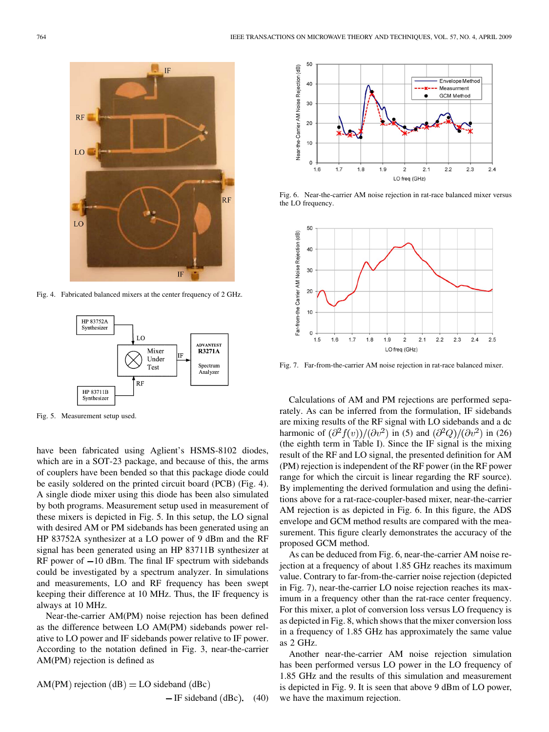Fig. 4. Fabricated balanced mixers at the center frequency of 2 GHz.

Fig. 5. Measurement setup used.

have been fabricated using Aglient's HSMS-8102 diodes, which are in a SOT-23 package, and because of this, the arms of couplers have been bended so that this package diode could be easily soldered on the printed circuit board (PCB) (Fig. 4). A single diode mixer using this diode has been also simulated by both programs. Measurement setup used in measurement of these mixers is depicted in Fig. 5. In this setup, the LO signal with desired AM or PM sidebands has been generated using an HP 83752A synthesizer at a LO power of 9 dBm and the RF signal has been generated using an HP 83711B synthesizer at RF power of −10 dBm. The final IF spectrum with sidebands could be investigated by a spectrum analyzer. In simulations and measurements, LO and RF frequency has been swept keeping their difference at 10 MHz. Thus, the IF frequency is always at 10 MHz.

Near-the-carrier AM(PM) noise rejection has been defined as the difference between LO AM(PM) sidebands power relative to LO power and IF sidebands power relative to IF power. According to the notation defined in Fig. 3, near-the-carrier AM(PM) rejection is defined as

$$\text{AM(PM) rejection (dB)} = \text{LO sideband (dBc)} - \text{IF sideband (dBc)}. \quad (40)$$

Fig. 6. Near-the-carrier AM noise rejection in rat-race balanced mixer versus the LO frequency.

Fig. 7. Far-from-the-carrier AM noise rejection in rat-race balanced mixer.

Calculations of AM and PM rejections are performed separately. As can be inferred from the formulation, IF sidebands are mixing results of the RF signal with LO sidebands and a dc harmonic of $(\partial^2 f(v))/(\partial v^2)$ in (5) and $(\partial^2 Q)/(\partial v^2)$ in (26) (the eighth term in Table I). Since the IF signal is the mixing result of the RF and LO signal, the presented definition for AM (PM) rejection is independent of the RF power (in the RF power range for which the circuit is linear regarding the RF source). By implementing the derived formulation and using the definitions above for a rat-race-coupler-based mixer, near-the-carrier AM rejection is as depicted in Fig. 6. In this figure, the ADS envelope and GCM method results are compared with the measurement. This figure clearly demonstrates the accuracy of the proposed GCM method.

As can be deduced from Fig. 6, near-the-carrier AM noise rejection at a frequency of about 1.85 GHz reaches its maximum value. Contrary to far-from-the-carrier noise rejection (depicted in Fig. 7), near-the-carrier LO noise rejection reaches its maximum in a frequency other than the rat-race center frequency. For this mixer, a plot of conversion loss versus LO frequency is as depicted in Fig. 8, which shows that the mixer conversion loss in a frequency of 1.85 GHz has approximately the same value as 2 GHz.

Another near-the-carrier AM noise rejection simulation has been performed versus LO power in the LO frequency of 1.85 GHz and the results of this simulation and measurement is depicted in Fig. 9. It is seen that above 9 dBm of LO power, we have the maximum rejection.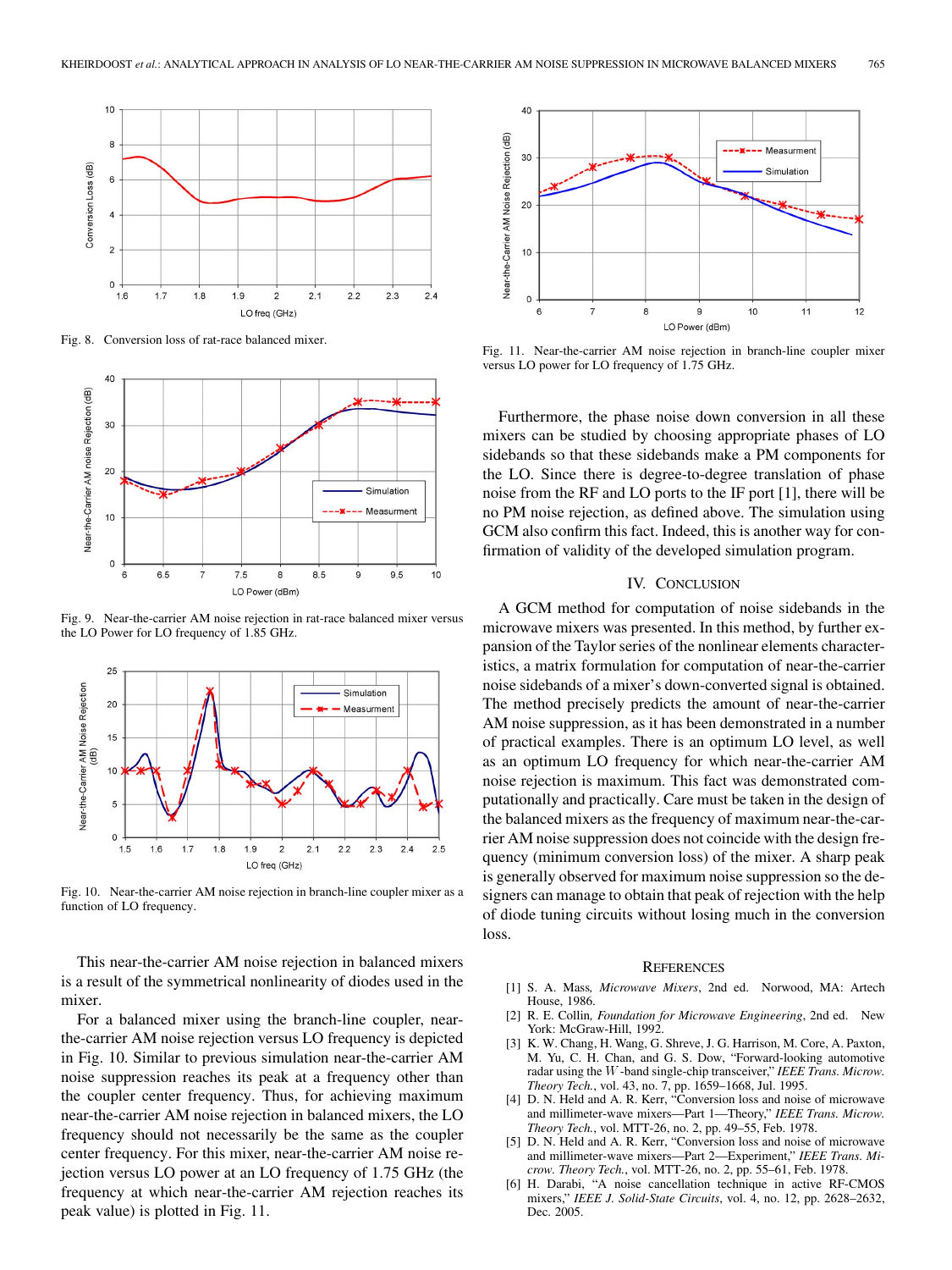Fig. 8. Conversion loss of rat-race balanced mixer.

Fig. 9. Near-the-carrier AM noise rejection in rat-race balanced mixer versus the LO Power for LO frequency of 1.85 GHz.

Fig. 10. Near-the-carrier AM noise rejection in branch-line coupler mixer as a function of LO frequency.

This near-the-carrier AM noise rejection in balanced mixers is a result of the symmetrical nonlinearity of diodes used in the mixer.

For a balanced mixer using the branch-line coupler, near-the-carrier AM noise rejection versus LO frequency is depicted in Fig. 10. Similar to previous simulation near-the-carrier AM noise suppression reaches its peak at a frequency other than the coupler center frequency. Thus, for achieving maximum near-the-carrier AM noise rejection in balanced mixers, the LO frequency should not necessarily be the same as the coupler center frequency. For this mixer, near-the-carrier AM noise rejection versus LO power at an LO frequency of 1.75 GHz (the frequency at which near-the-carrier AM rejection reaches its peak value) is plotted in Fig. 11.

Fig. 11. Near-the-carrier AM noise rejection in branch-line coupler mixer versus LO power for LO frequency of 1.75 GHz.

Furthermore, the phase noise down conversion in all these mixers can be studied by choosing appropriate phases of LO sidebands so that these sidebands make a PM components for the LO. Since there is degree-to-degree translation of phase noise from the RF and LO ports to the IF port [1], there will be no PM noise rejection, as defined above. The simulation using GCM also confirm this fact. Indeed, this is another way for confirmation of validity of the developed simulation program.

## IV. Conclusion

A GCM method for computation of noise sidebands in the microwave mixers was presented. In this method, by further expansion of the Taylor series of the nonlinear elements characteristics, a matrix formulation for computation of near-the-carrier noise sidebands of a mixer's down-converted signal is obtained. The method precisely predicts the amount of near-the-carrier AM noise suppression, as it has been demonstrated in a number of practical examples. There is an optimum LO level, as well as an optimum LO frequency for which near-the-carrier AM noise rejection is maximum. This fact was demonstrated computationally and practically. Care must be taken in the design of the balanced mixers as the frequency of maximum near-the-carrier AM noise suppression does not coincide with the design frequency (minimum conversion loss) of the mixer. A sharp peak is generally observed for maximum noise suppression so the designers can manage to obtain that peak of rejection with the help of diode tuning circuits without losing much in the conversion loss.

## References

[1] S. A. Mass, *Microwave Mixers*, 2nd ed. Norwood, MA: Artech House, 1986.

[2] R. E. Collin, *Foundation for Microwave Engineering*, 2nd ed. New York: McGraw-Hill, 1992.

[3] K. W. Chang, H. Wang, G. Shreve, J. G. Harrison, M. Core, A. Paxton, M. Yu, C. H. Chan, and G. S. Dow, "Forward-looking automotive radar using the $W$-band single-chip transceiver," *IEEE Trans. Microw. Theory Tech.*, vol. 43, no. 7, pp. 1659–1668, Jul. 1995.

[4] D. N. Held and A. R. Kerr, "Conversion loss and noise of microwave and millimeter-wave mixers—Part 1—Theory," *IEEE Trans. Microw. Theory Tech.*, vol. MTT-26, no. 2, pp. 49–55, Feb. 1978.

[5] D. N. Held and A. R. Kerr, "Conversion loss and noise of microwave and millimeter-wave mixers—Part 2—Experiment," *IEEE Trans. Microw. Theory Tech.*, vol. MTT-26, no. 2, pp. 55–61, Feb. 1978.

[6] H. Darabi, "A noise cancellation technique in active RF-CMOS mixers," *IEEE J. Solid-State Circuits*, vol. 4, no. 12, pp. 2628–2632, Dec. 2005.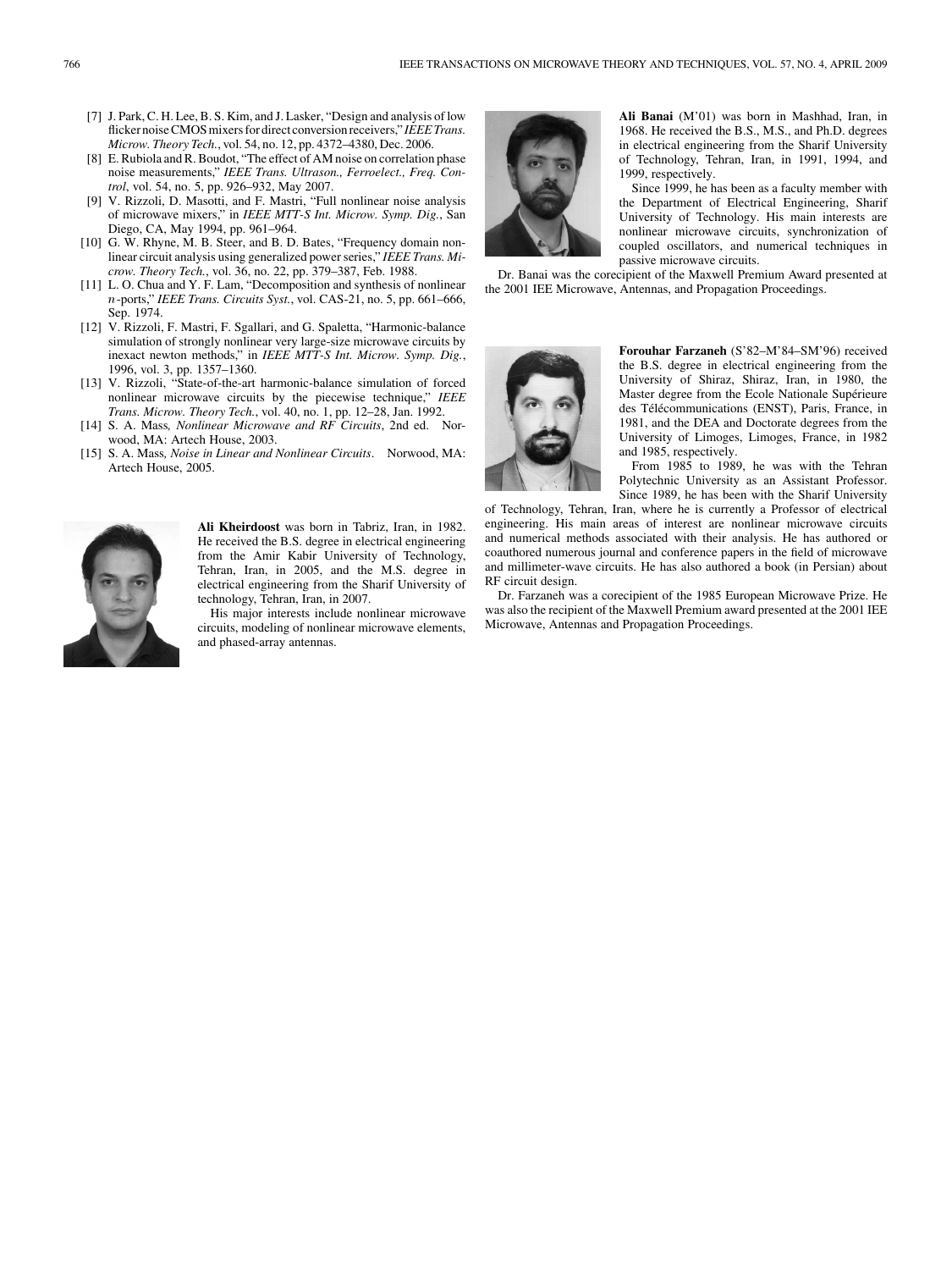[7] J. Park, C. H. Lee, B. S. Kim, and J. Lasker, "Design and analysis of low flicker noise CMOS mixers for direct conversion receivers," *IEEE Trans. Microw. Theory Tech.*, vol. 54, no. 12, pp. 4372–4380, Dec. 2006.

[8] E. Rubiola and R. Boudot, "The effect of AM noise on correlation phase noise measurements," *IEEE Trans. Ultrason., Ferroelect., Freq. Control*, vol. 54, no. 5, pp. 926–932, May 2007.

[9] V. Rizzoli, D. Masotti, and F. Mastri, "Full nonlinear noise analysis of microwave mixers," in *IEEE MTT-S Int. Microw. Symp. Dig.*, San Diego, CA, May 1994, pp. 961–964.

[10] G. W. Rhyne, M. B. Steer, and B. D. Bates, "Frequency domain nonlinear circuit analysis using generalized power series," *IEEE Trans. Microw. Theory Tech.*, vol. 36, no. 22, pp. 379–387, Feb. 1988.

[11] L. O. Chua and Y. F. Lam, "Decomposition and synthesis of nonlinear $n$-ports," *IEEE Trans. Circuits Syst.*, vol. CAS-21, no. 5, pp. 661–666, Sep. 1974.

[12] V. Rizzoli, F. Mastri, F. Sgallari, and G. Spaletta, "Harmonic-balance simulation of strongly nonlinear very large-size microwave circuits by inexact newton methods," in *IEEE MTT-S Int. Microw. Symp. Dig.*, 1996, vol. 3, pp. 1357–1360.

[13] V. Rizzoli, "State-of-the-art harmonic-balance simulation of forced nonlinear microwave circuits by the piecewise technique," *IEEE Trans. Microw. Theory Tech.*, vol. 40, no. 1, pp. 12–28, Jan. 1992.

[14] S. A. Mass*, Nonlinear Microwave and RF Circuits*, 2nd ed. Norwood, MA: Artech House, 2003.

[15] S. A. Mass*, Noise in Linear and Nonlinear Circuits*. Norwood, MA: Artech House, 2005.

**Ali Kheirdoost** was born in Tabriz, Iran, in 1982. He received the B.S. degree in electrical engineering from the Amir Kabir University of Technology, Tehran, Iran, in 2005, and the M.S. degree in electrical engineering from the Sharif University of technology, Tehran, Iran, in 2007.

His major interests include nonlinear microwave circuits, modeling of nonlinear microwave elements, and phased-array antennas.

**Ali Banai** (M'01) was born in Mashhad, Iran, in 1968. He received the B.S., M.S., and Ph.D. degrees in electrical engineering from the Sharif University of Technology, Tehran, Iran, in 1991, 1994, and 1999, respectively.

Since 1999, he has been as a faculty member with the Department of Electrical Engineering, Sharif University of Technology. His main interests are nonlinear microwave circuits, synchronization of coupled oscillators, and numerical techniques in passive microwave circuits.

Dr. Banai was the corecipient of the Maxwell Premium Award presented at the 2001 IEE Microwave, Antennas, and Propagation Proceedings.

**Forouhar Farzaneh** (S'82–M'84–SM'96) received the B.S. degree in electrical engineering from the University of Shiraz, Shiraz, Iran, in 1980, the Master degree from the Ecole Nationale Supérieure des Télécommunications (ENST), Paris, France, in 1981, and the DEA and Doctorate degrees from the University of Limoges, Limoges, France, in 1982 and 1985, respectively.

From 1985 to 1989, he was with the Tehran Polytechnic University as an Assistant Professor. Since 1989, he has been with the Sharif University of Technology, Tehran, Iran, where he is currently a Professor of electrical engineering. His main areas of interest are nonlinear microwave circuits and numerical methods associated with their analysis. He has authored or coauthored numerous journal and conference papers in the field of microwave and millimeter-wave circuits. He has also authored a book (in Persian) about RF circuit design.

Dr. Farzaneh was a corecipient of the 1985 European Microwave Prize. He was also the recipient of the Maxwell Premium award presented at the 2001 IEE Microwave, Antennas and Propagation Proceedings.